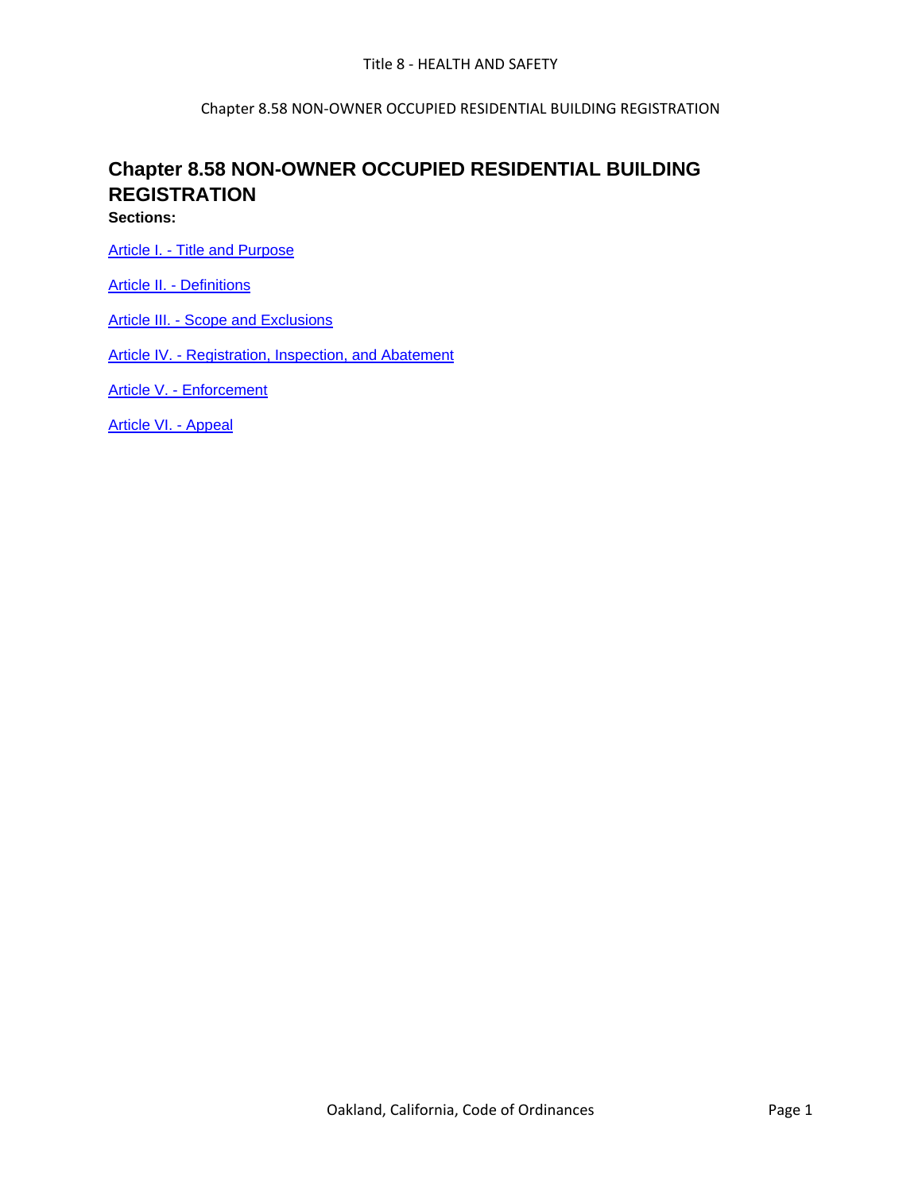# Chapter 8.58 NON-OWNER OCCUPIED RESIDENTIAL BUILDING REGISTRATION

**Sections:**

Article I. - Title and Purpose

Article II. - Definitions

Article III. - Scope and Exclusions

Article IV. - Registration, Inspection, and Abatement

Article V. - Enforcement

Article VI. - Appeal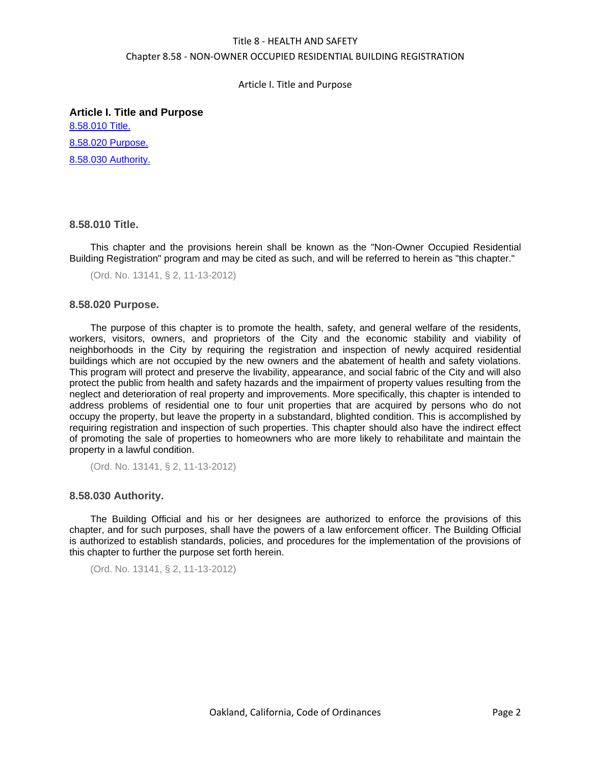## Article I. Title and Purpose

8.58.010 Title.

8.58.020 Purpose.

8.58.030 Authority.

### 8.58.010 Title.

This chapter and the provisions herein shall be known as the "Non-Owner Occupied Residential Building Registration" program and may be cited as such, and will be referred to herein as "this chapter."

(Ord. No. 13141, § 2, 11-13-2012)

### 8.58.020 Purpose.

The purpose of this chapter is to promote the health, safety, and general welfare of the residents, workers, visitors, owners, and proprietors of the City and the economic stability and viability of neighborhoods in the City by requiring the registration and inspection of newly acquired residential buildings which are not occupied by the new owners and the abatement of health and safety violations. This program will protect and preserve the livability, appearance, and social fabric of the City and will also protect the public from health and safety hazards and the impairment of property values resulting from the neglect and deterioration of real property and improvements. More specifically, this chapter is intended to address problems of residential one to four unit properties that are acquired by persons who do not occupy the property, but leave the property in a substandard, blighted condition. This is accomplished by requiring registration and inspection of such properties. This chapter should also have the indirect effect of promoting the sale of properties to homeowners who are more likely to rehabilitate and maintain the property in a lawful condition.

(Ord. No. 13141, § 2, 11-13-2012)

### 8.58.030 Authority.

The Building Official and his or her designees are authorized to enforce the provisions of this chapter, and for such purposes, shall have the powers of a law enforcement officer. The Building Official is authorized to establish standards, policies, and procedures for the implementation of the provisions of this chapter to further the purpose set forth herein.

(Ord. No. 13141, § 2, 11-13-2012)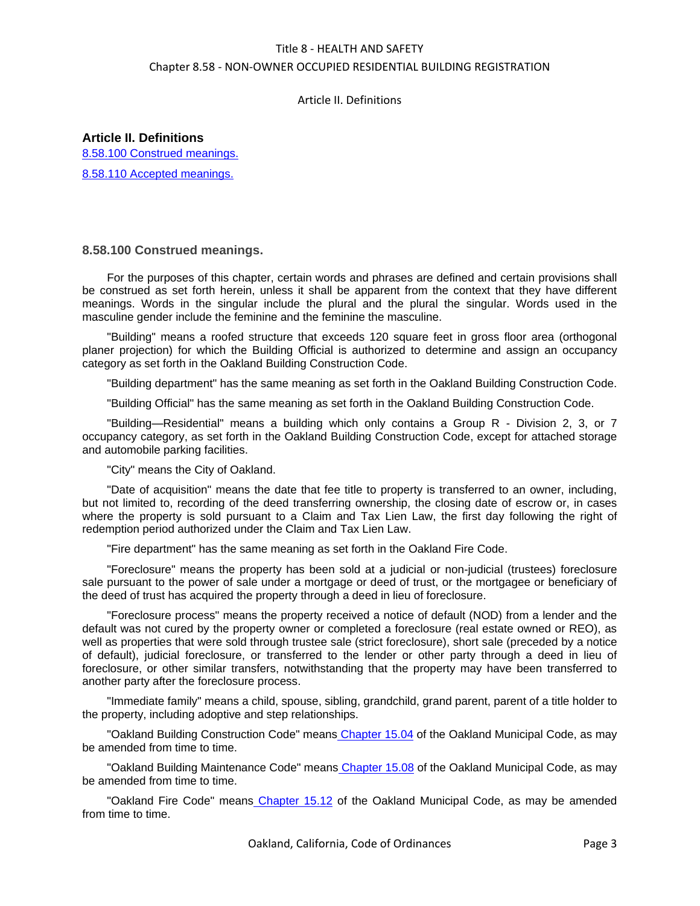## Article II. Definitions

[8.58.100 Construed meanings.](#)

[8.58.110 Accepted meanings.](#)

### 8.58.100 Construed meanings.

For the purposes of this chapter, certain words and phrases are defined and certain provisions shall be construed as set forth herein, unless it shall be apparent from the context that they have different meanings. Words in the singular include the plural and the plural the singular. Words used in the masculine gender include the feminine and the feminine the masculine.

"Building" means a roofed structure that exceeds 120 square feet in gross floor area (orthogonal planer projection) for which the Building Official is authorized to determine and assign an occupancy category as set forth in the Oakland Building Construction Code.

"Building department" has the same meaning as set forth in the Oakland Building Construction Code.

"Building Official" has the same meaning as set forth in the Oakland Building Construction Code.

"Building—Residential" means a building which only contains a Group R - Division 2, 3, or 7 occupancy category, as set forth in the Oakland Building Construction Code, except for attached storage and automobile parking facilities.

"City" means the City of Oakland.

"Date of acquisition" means the date that fee title to property is transferred to an owner, including, but not limited to, recording of the deed transferring ownership, the closing date of escrow or, in cases where the property is sold pursuant to a Claim and Tax Lien Law, the first day following the right of redemption period authorized under the Claim and Tax Lien Law.

"Fire department" has the same meaning as set forth in the Oakland Fire Code.

"Foreclosure" means the property has been sold at a judicial or non-judicial (trustees) foreclosure sale pursuant to the power of sale under a mortgage or deed of trust, or the mortgagee or beneficiary of the deed of trust has acquired the property through a deed in lieu of foreclosure.

"Foreclosure process" means the property received a notice of default (NOD) from a lender and the default was not cured by the property owner or completed a foreclosure (real estate owned or REO), as well as properties that were sold through trustee sale (strict foreclosure), short sale (preceded by a notice of default), judicial foreclosure, or transferred to the lender or other party through a deed in lieu of foreclosure, or other similar transfers, notwithstanding that the property may have been transferred to another party after the foreclosure process.

"Immediate family" means a child, spouse, sibling, grandchild, grand parent, parent of a title holder to the property, including adoptive and step relationships.

"Oakland Building Construction Code" means [Chapter 15.04](#) of the Oakland Municipal Code, as may be amended from time to time.

"Oakland Building Maintenance Code" means [Chapter 15.08](#) of the Oakland Municipal Code, as may be amended from time to time.

"Oakland Fire Code" means [Chapter 15.12](#) of the Oakland Municipal Code, as may be amended from time to time.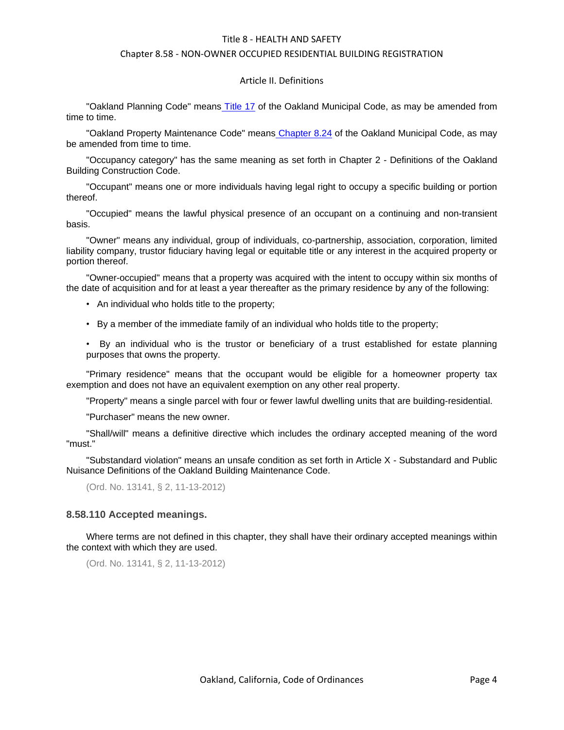"Oakland Planning Code" means Title 17 of the Oakland Municipal Code, as may be amended from time to time.

"Oakland Property Maintenance Code" means Chapter 8.24 of the Oakland Municipal Code, as may be amended from time to time.

"Occupancy category" has the same meaning as set forth in Chapter 2 - Definitions of the Oakland Building Construction Code.

"Occupant" means one or more individuals having legal right to occupy a specific building or portion thereof.

"Occupied" means the lawful physical presence of an occupant on a continuing and non-transient basis.

"Owner" means any individual, group of individuals, co-partnership, association, corporation, limited liability company, trustor fiduciary having legal or equitable title or any interest in the acquired property or portion thereof.

"Owner-occupied" means that a property was acquired with the intent to occupy within six months of the date of acquisition and for at least a year thereafter as the primary residence by any of the following:

- An individual who holds title to the property;
- By a member of the immediate family of an individual who holds title to the property;
- By an individual who is the trustor or beneficiary of a trust established for estate planning purposes that owns the property.

"Primary residence" means that the occupant would be eligible for a homeowner property tax exemption and does not have an equivalent exemption on any other real property.

"Property" means a single parcel with four or fewer lawful dwelling units that are building-residential.

"Purchaser" means the new owner.

"Shall/will" means a definitive directive which includes the ordinary accepted meaning of the word "must."

"Substandard violation" means an unsafe condition as set forth in Article X - Substandard and Public Nuisance Definitions of the Oakland Building Maintenance Code.

(Ord. No. 13141, § 2, 11-13-2012)

### 8.58.110 Accepted meanings.

Where terms are not defined in this chapter, they shall have their ordinary accepted meanings within the context with which they are used.

(Ord. No. 13141, § 2, 11-13-2012)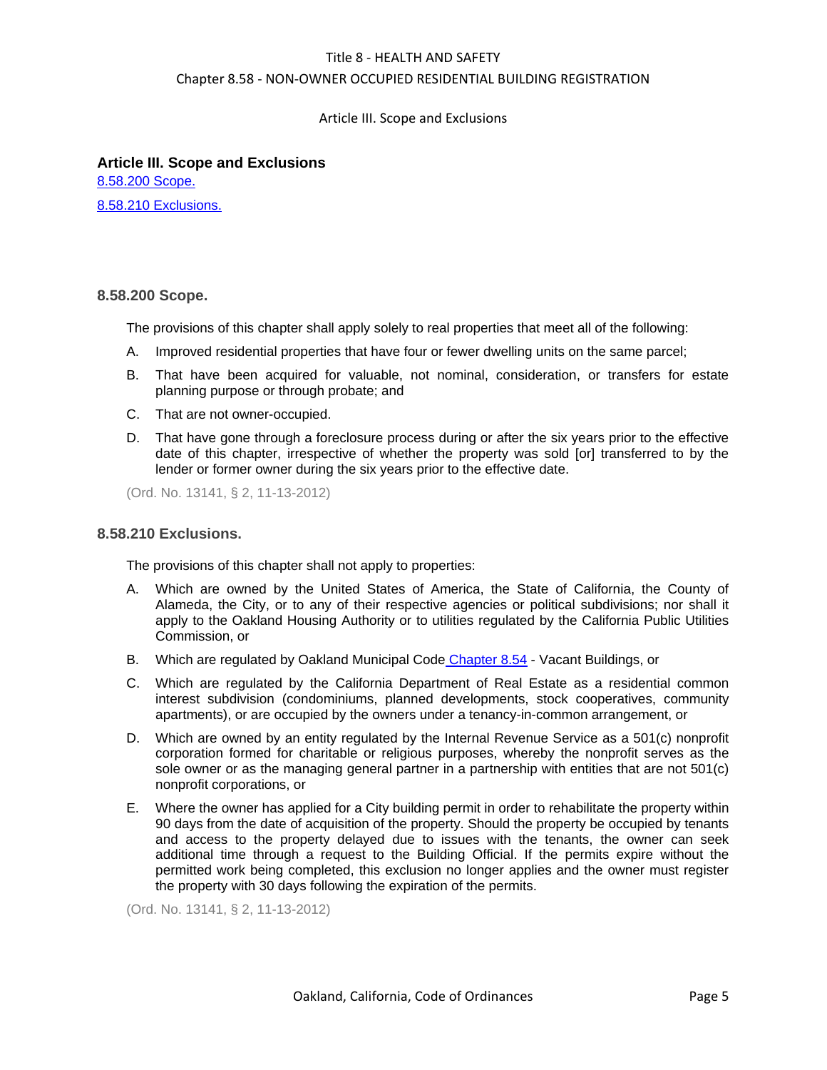## Article III. Scope and Exclusions

8.58.200 Scope.

8.58.210 Exclusions.

### 8.58.200 Scope.

The provisions of this chapter shall apply solely to real properties that meet all of the following:

A. Improved residential properties that have four or fewer dwelling units on the same parcel;

B. That have been acquired for valuable, not nominal, consideration, or transfers for estate planning purpose or through probate; and

C. That are not owner-occupied.

D. That have gone through a foreclosure process during or after the six years prior to the effective date of this chapter, irrespective of whether the property was sold [or] transferred to by the lender or former owner during the six years prior to the effective date.

(Ord. No. 13141, § 2, 11-13-2012)

### 8.58.210 Exclusions.

The provisions of this chapter shall not apply to properties:

A. Which are owned by the United States of America, the State of California, the County of Alameda, the City, or to any of their respective agencies or political subdivisions; nor shall it apply to the Oakland Housing Authority or to utilities regulated by the California Public Utilities Commission, or

B. Which are regulated by Oakland Municipal Code Chapter 8.54 - Vacant Buildings, or

C. Which are regulated by the California Department of Real Estate as a residential common interest subdivision (condominiums, planned developments, stock cooperatives, community apartments), or are occupied by the owners under a tenancy-in-common arrangement, or

D. Which are owned by an entity regulated by the Internal Revenue Service as a 501(c) nonprofit corporation formed for charitable or religious purposes, whereby the nonprofit serves as the sole owner or as the managing general partner in a partnership with entities that are not 501(c) nonprofit corporations, or

E. Where the owner has applied for a City building permit in order to rehabilitate the property within 90 days from the date of acquisition of the property. Should the property be occupied by tenants and access to the property delayed due to issues with the tenants, the owner can seek additional time through a request to the Building Official. If the permits expire without the permitted work being completed, this exclusion no longer applies and the owner must register the property with 30 days following the expiration of the permits.

(Ord. No. 13141, § 2, 11-13-2012)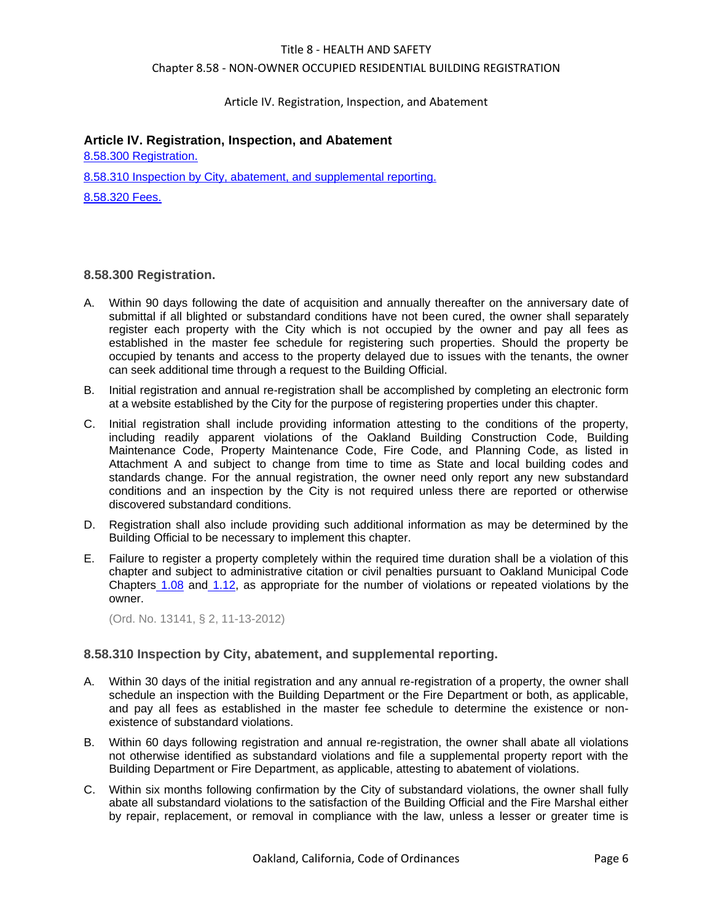## Article IV. Registration, Inspection, and Abatement

[8.58.300 Registration.](#)

[8.58.310 Inspection by City, abatement, and supplemental reporting.](#)

[8.58.320 Fees.](#)

### 8.58.300 Registration.

A. Within 90 days following the date of acquisition and annually thereafter on the anniversary date of submittal if all blighted or substandard conditions have not been cured, the owner shall separately register each property with the City which is not occupied by the owner and pay all fees as established in the master fee schedule for registering such properties. Should the property be occupied by tenants and access to the property delayed due to issues with the tenants, the owner can seek additional time through a request to the Building Official.

B. Initial registration and annual re-registration shall be accomplished by completing an electronic form at a website established by the City for the purpose of registering properties under this chapter.

C. Initial registration shall include providing information attesting to the conditions of the property, including readily apparent violations of the Oakland Building Construction Code, Building Maintenance Code, Property Maintenance Code, Fire Code, and Planning Code, as listed in Attachment A and subject to change from time to time as State and local building codes and standards change. For the annual registration, the owner need only report any new substandard conditions and an inspection by the City is not required unless there are reported or otherwise discovered substandard conditions.

D. Registration shall also include providing such additional information as may be determined by the Building Official to be necessary to implement this chapter.

E. Failure to register a property completely within the required time duration shall be a violation of this chapter and subject to administrative citation or civil penalties pursuant to Oakland Municipal Code Chapters [1.08](#) and [1.12](#), as appropriate for the number of violations or repeated violations by the owner.

(Ord. No. 13141, § 2, 11-13-2012)

### 8.58.310 Inspection by City, abatement, and supplemental reporting.

A. Within 30 days of the initial registration and any annual re-registration of a property, the owner shall schedule an inspection with the Building Department or the Fire Department or both, as applicable, and pay all fees as established in the master fee schedule to determine the existence or non-existence of substandard violations.

B. Within 60 days following registration and annual re-registration, the owner shall abate all violations not otherwise identified as substandard violations and file a supplemental property report with the Building Department or Fire Department, as applicable, attesting to abatement of violations.

C. Within six months following confirmation by the City of substandard violations, the owner shall fully abate all substandard violations to the satisfaction of the Building Official and the Fire Marshal either by repair, replacement, or removal in compliance with the law, unless a lesser or greater time is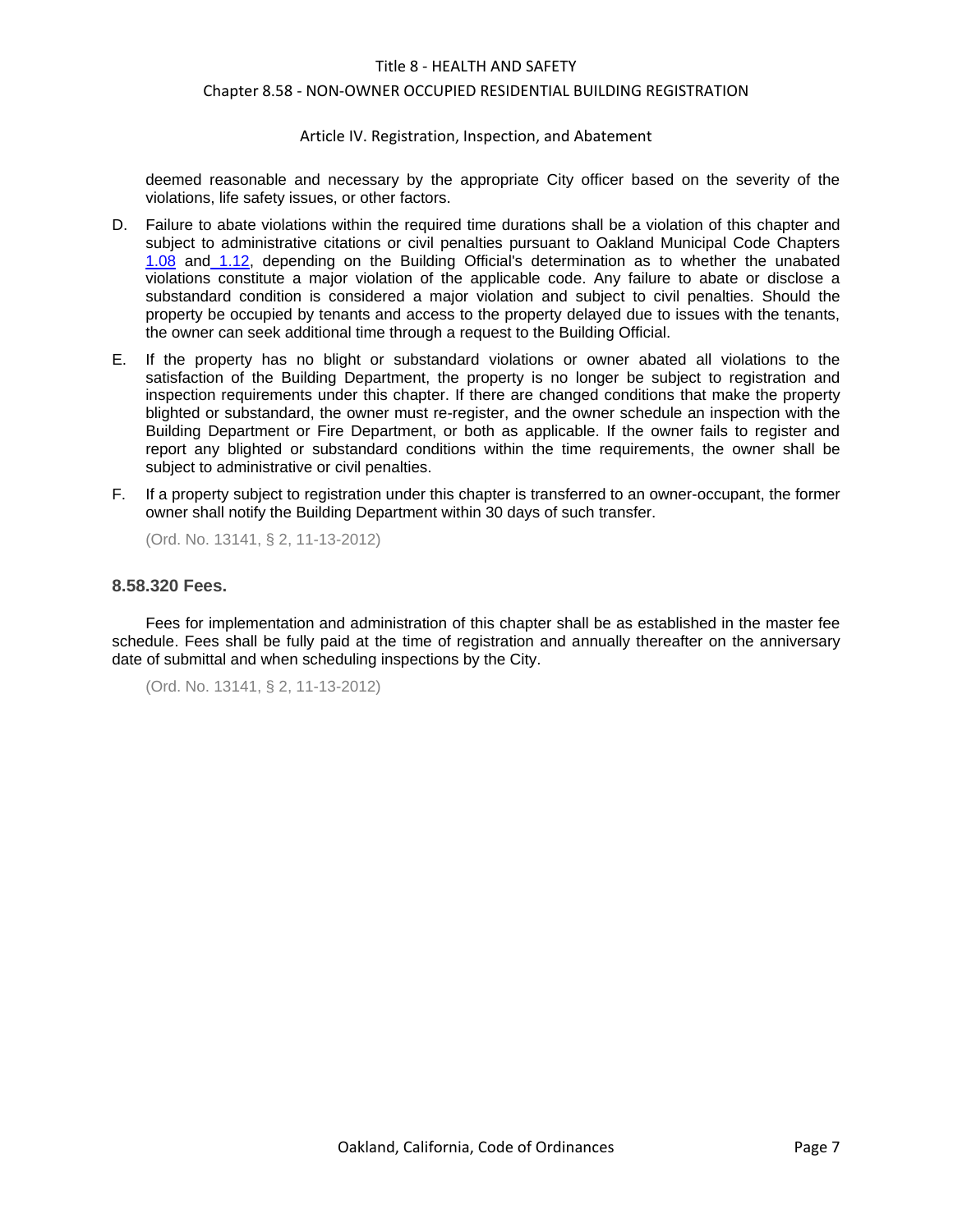deemed reasonable and necessary by the appropriate City officer based on the severity of the violations, life safety issues, or other factors.

D. Failure to abate violations within the required time durations shall be a violation of this chapter and subject to administrative citations or civil penalties pursuant to Oakland Municipal Code Chapters 1.08 and 1.12, depending on the Building Official's determination as to whether the unabated violations constitute a major violation of the applicable code. Any failure to abate or disclose a substandard condition is considered a major violation and subject to civil penalties. Should the property be occupied by tenants and access to the property delayed due to issues with the tenants, the owner can seek additional time through a request to the Building Official.

E. If the property has no blight or substandard violations or owner abated all violations to the satisfaction of the Building Department, the property is no longer be subject to registration and inspection requirements under this chapter. If there are changed conditions that make the property blighted or substandard, the owner must re-register, and the owner schedule an inspection with the Building Department or Fire Department, or both as applicable. If the owner fails to register and report any blighted or substandard conditions within the time requirements, the owner shall be subject to administrative or civil penalties.

F. If a property subject to registration under this chapter is transferred to an owner-occupant, the former owner shall notify the Building Department within 30 days of such transfer.

(Ord. No. 13141, § 2, 11-13-2012)

### 8.58.320 Fees.

Fees for implementation and administration of this chapter shall be as established in the master fee schedule. Fees shall be fully paid at the time of registration and annually thereafter on the anniversary date of submittal and when scheduling inspections by the City.

(Ord. No. 13141, § 2, 11-13-2012)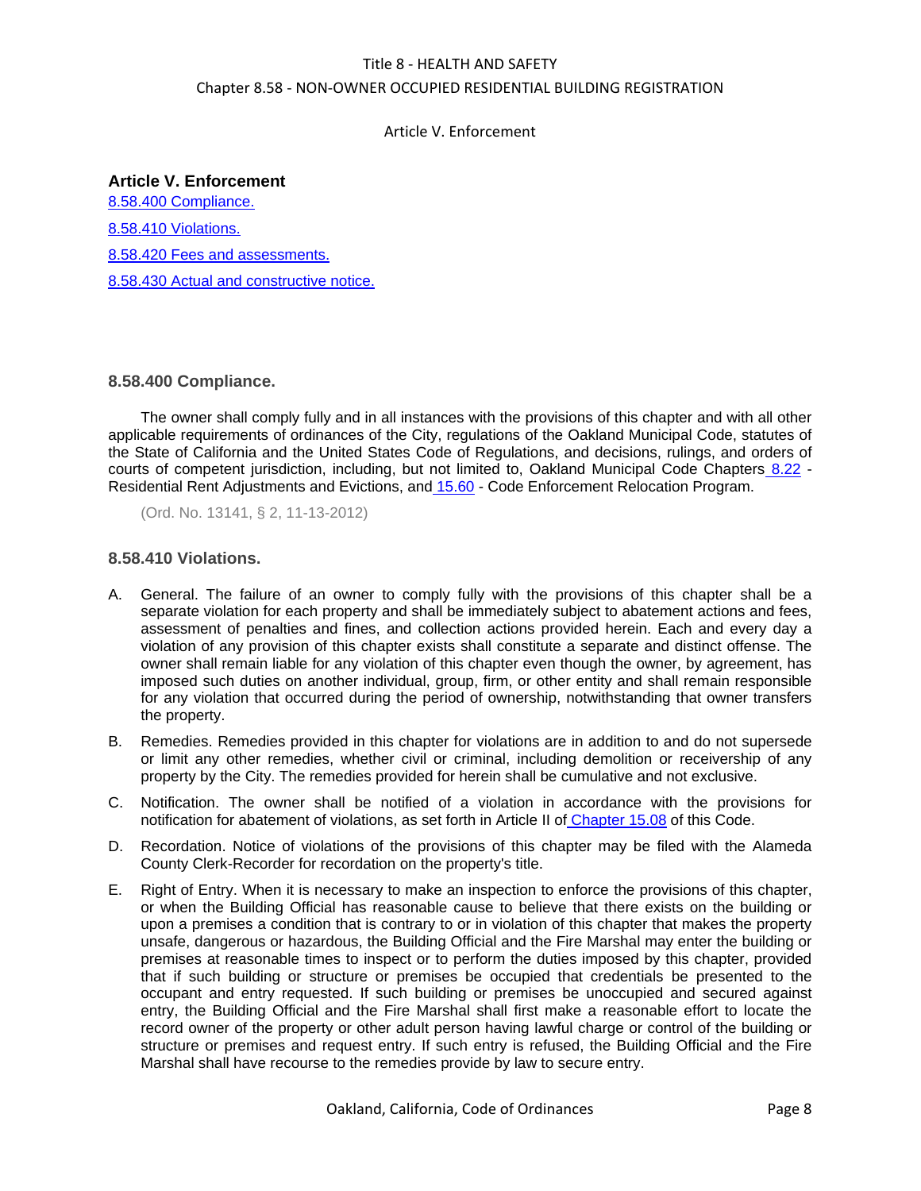## Article V. Enforcement

[8.58.400 Compliance.](#)

[8.58.410 Violations.](#)

[8.58.420 Fees and assessments.](#)

[8.58.430 Actual and constructive notice.](#)

### 8.58.400 Compliance.

The owner shall comply fully and in all instances with the provisions of this chapter and with all other applicable requirements of ordinances of the City, regulations of the Oakland Municipal Code, statutes of the State of California and the United States Code of Regulations, and decisions, rulings, and orders of courts of competent jurisdiction, including, but not limited to, Oakland Municipal Code Chapters 8.22 - Residential Rent Adjustments and Evictions, and 15.60 - Code Enforcement Relocation Program.

(Ord. No. 13141, § 2, 11-13-2012)

### 8.58.410 Violations.

A. General. The failure of an owner to comply fully with the provisions of this chapter shall be a separate violation for each property and shall be immediately subject to abatement actions and fees, assessment of penalties and fines, and collection actions provided herein. Each and every day a violation of any provision of this chapter exists shall constitute a separate and distinct offense. The owner shall remain liable for any violation of this chapter even though the owner, by agreement, has imposed such duties on another individual, group, firm, or other entity and shall remain responsible for any violation that occurred during the period of ownership, notwithstanding that owner transfers the property.

B. Remedies. Remedies provided in this chapter for violations are in addition to and do not supersede or limit any other remedies, whether civil or criminal, including demolition or receivership of any property by the City. The remedies provided for herein shall be cumulative and not exclusive.

C. Notification. The owner shall be notified of a violation in accordance with the provisions for notification for abatement of violations, as set forth in Article II of Chapter 15.08 of this Code.

D. Recordation. Notice of violations of the provisions of this chapter may be filed with the Alameda County Clerk-Recorder for recordation on the property's title.

E. Right of Entry. When it is necessary to make an inspection to enforce the provisions of this chapter, or when the Building Official has reasonable cause to believe that there exists on the building or upon a premises a condition that is contrary to or in violation of this chapter that makes the property unsafe, dangerous or hazardous, the Building Official and the Fire Marshal may enter the building or premises at reasonable times to inspect or to perform the duties imposed by this chapter, provided that if such building or structure or premises be occupied that credentials be presented to the occupant and entry requested. If such building or premises be unoccupied and secured against entry, the Building Official and the Fire Marshal shall first make a reasonable effort to locate the record owner of the property or other adult person having lawful charge or control of the building or structure or premises and request entry. If such entry is refused, the Building Official and the Fire Marshal shall have recourse to the remedies provide by law to secure entry.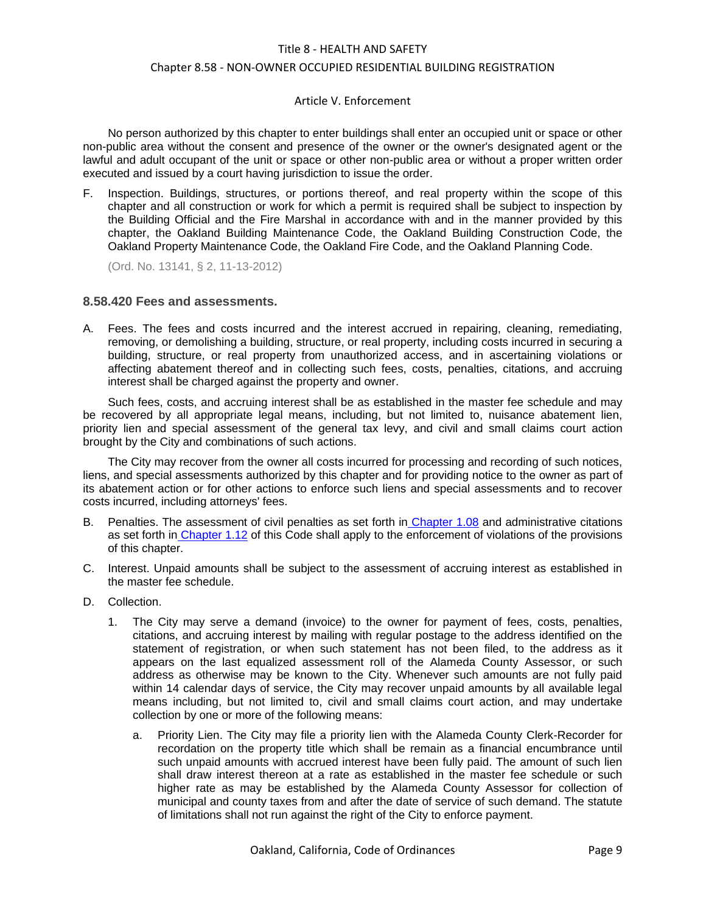No person authorized by this chapter to enter buildings shall enter an occupied unit or space or other non-public area without the consent and presence of the owner or the owner's designated agent or the lawful and adult occupant of the unit or space or other non-public area or without a proper written order executed and issued by a court having jurisdiction to issue the order.

F. Inspection. Buildings, structures, or portions thereof, and real property within the scope of this chapter and all construction or work for which a permit is required shall be subject to inspection by the Building Official and the Fire Marshal in accordance with and in the manner provided by this chapter, the Oakland Building Maintenance Code, the Oakland Building Construction Code, the Oakland Property Maintenance Code, the Oakland Fire Code, and the Oakland Planning Code.

(Ord. No. 13141, § 2, 11-13-2012)

### 8.58.420 Fees and assessments.

A. Fees. The fees and costs incurred and the interest accrued in repairing, cleaning, remediating, removing, or demolishing a building, structure, or real property, including costs incurred in securing a building, structure, or real property from unauthorized access, and in ascertaining violations or affecting abatement thereof and in collecting such fees, costs, penalties, citations, and accruing interest shall be charged against the property and owner.

Such fees, costs, and accruing interest shall be as established in the master fee schedule and may be recovered by all appropriate legal means, including, but not limited to, nuisance abatement lien, priority lien and special assessment of the general tax levy, and civil and small claims court action brought by the City and combinations of such actions.

The City may recover from the owner all costs incurred for processing and recording of such notices, liens, and special assessments authorized by this chapter and for providing notice to the owner as part of its abatement action or for other actions to enforce such liens and special assessments and to recover costs incurred, including attorneys' fees.

B. Penalties. The assessment of civil penalties as set forth in Chapter 1.08 and administrative citations as set forth in Chapter 1.12 of this Code shall apply to the enforcement of violations of the provisions of this chapter.

C. Interest. Unpaid amounts shall be subject to the assessment of accruing interest as established in the master fee schedule.

D. Collection.

1. The City may serve a demand (invoice) to the owner for payment of fees, costs, penalties, citations, and accruing interest by mailing with regular postage to the address identified on the statement of registration, or when such statement has not been filed, to the address as it appears on the last equalized assessment roll of the Alameda County Assessor, or such address as otherwise may be known to the City. Whenever such amounts are not fully paid within 14 calendar days of service, the City may recover unpaid amounts by all available legal means including, but not limited to, civil and small claims court action, and may undertake collection by one or more of the following means:

   a. Priority Lien. The City may file a priority lien with the Alameda County Clerk-Recorder for recordation on the property title which shall be remain as a financial encumbrance until such unpaid amounts with accrued interest have been fully paid. The amount of such lien shall draw interest thereon at a rate as established in the master fee schedule or such higher rate as may be established by the Alameda County Assessor for collection of municipal and county taxes from and after the date of service of such demand. The statute of limitations shall not run against the right of the City to enforce payment.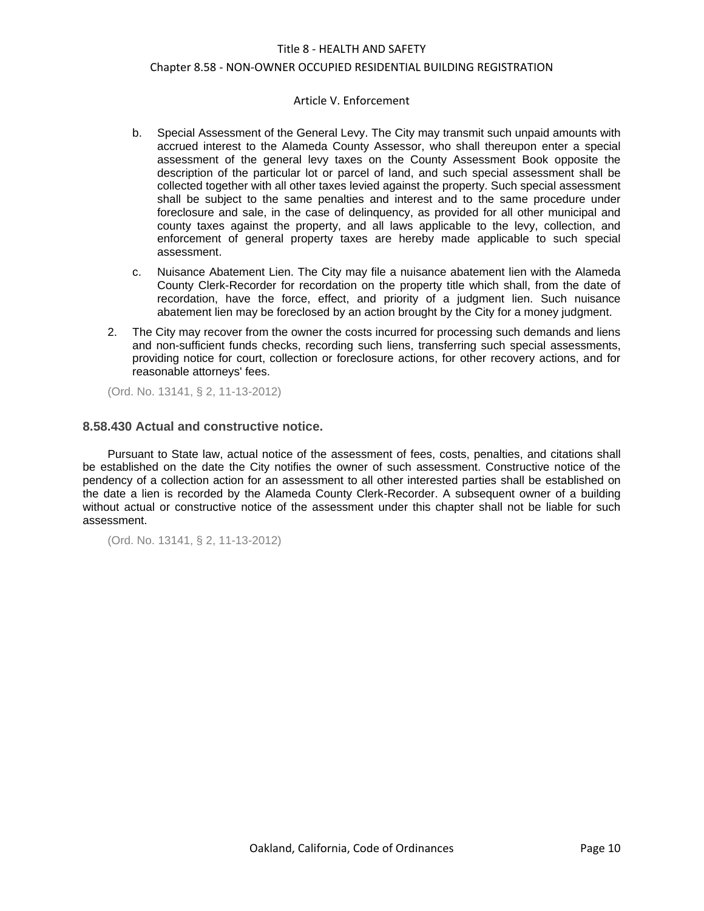b. Special Assessment of the General Levy. The City may transmit such unpaid amounts with accrued interest to the Alameda County Assessor, who shall thereupon enter a special assessment of the general levy taxes on the County Assessment Book opposite the description of the particular lot or parcel of land, and such special assessment shall be collected together with all other taxes levied against the property. Such special assessment shall be subject to the same penalties and interest and to the same procedure under foreclosure and sale, in the case of delinquency, as provided for all other municipal and county taxes against the property, and all laws applicable to the levy, collection, and enforcement of general property taxes are hereby made applicable to such special assessment.

c. Nuisance Abatement Lien. The City may file a nuisance abatement lien with the Alameda County Clerk-Recorder for recordation on the property title which shall, from the date of recordation, have the force, effect, and priority of a judgment lien. Such nuisance abatement lien may be foreclosed by an action brought by the City for a money judgment.

2. The City may recover from the owner the costs incurred for processing such demands and liens and non-sufficient funds checks, recording such liens, transferring such special assessments, providing notice for court, collection or foreclosure actions, for other recovery actions, and for reasonable attorneys' fees.

(Ord. No. 13141, § 2, 11-13-2012)

### 8.58.430 Actual and constructive notice.

Pursuant to State law, actual notice of the assessment of fees, costs, penalties, and citations shall be established on the date the City notifies the owner of such assessment. Constructive notice of the pendency of a collection action for an assessment to all other interested parties shall be established on the date a lien is recorded by the Alameda County Clerk-Recorder. A subsequent owner of a building without actual or constructive notice of the assessment under this chapter shall not be liable for such assessment.

(Ord. No. 13141, § 2, 11-13-2012)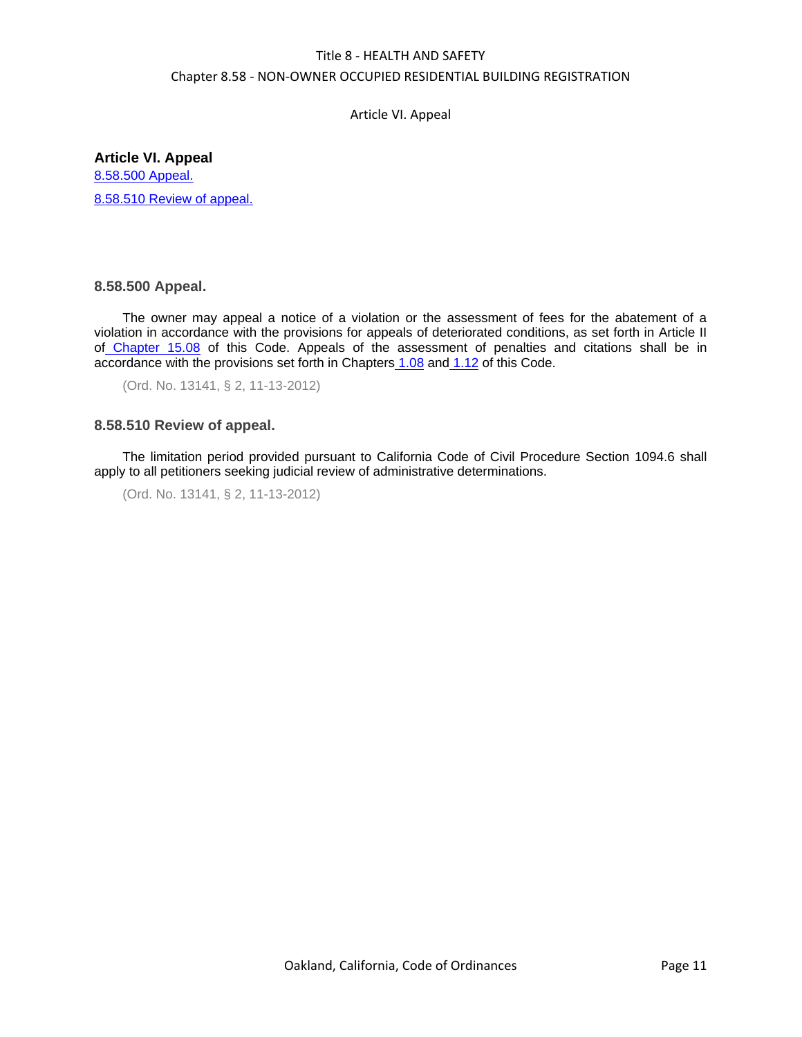## Article VI. Appeal

8.58.500 Appeal.

8.58.510 Review of appeal.

### 8.58.500 Appeal.

The owner may appeal a notice of a violation or the assessment of fees for the abatement of a violation in accordance with the provisions for appeals of deteriorated conditions, as set forth in Article II of Chapter 15.08 of this Code. Appeals of the assessment of penalties and citations shall be in accordance with the provisions set forth in Chapters 1.08 and 1.12 of this Code.

(Ord. No. 13141, § 2, 11-13-2012)

### 8.58.510 Review of appeal.

The limitation period provided pursuant to California Code of Civil Procedure Section 1094.6 shall apply to all petitioners seeking judicial review of administrative determinations.

(Ord. No. 13141, § 2, 11-13-2012)